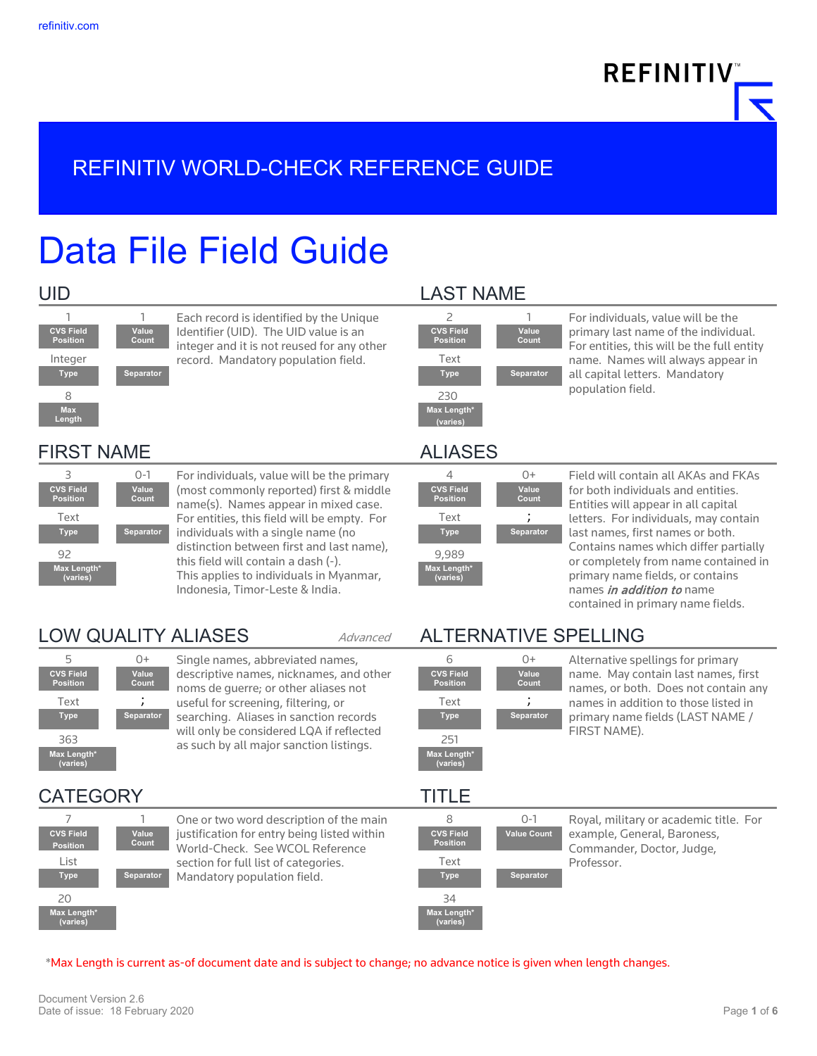refinitiv.com

REFINITIV

# REFINITIV WORLD-CHECK REFERENCE GUIDE

# Data File Field Guide

## UID

| CVS Field Position | Value Count | Type | Separator | Max Length |
|---|---|---|---|---|
| 1 | 1 | Integer | | 8 |

Each record is identified by the Unique Identifier (UID). The UID value is an integer and it is not reused for any other record. Mandatory population field.

## LAST NAME

| CVS Field Position | Value Count | Type | Separator | Max Length* (varies) |
|---|---|---|---|---|
| 2 | 1 | Text | | 230 |

For individuals, value will be the primary last name of the individual. For entities, this will be the full entity name. Names will always appear in all capital letters. Mandatory population field.

## FIRST NAME

| CVS Field Position | Value Count | Type | Separator | Max Length* (varies) |
|---|---|---|---|---|
| 3 | 0-1 | Text | | 92 |

For individuals, value will be the primary (most commonly reported) first & middle name(s). Names appear in mixed case. For entities, this field will be empty. For individuals with a single name (no distinction between first and last name), this field will contain a dash (-). This applies to individuals in Myanmar, Indonesia, Timor-Leste & India.

## ALIASES

| CVS Field Position | Value Count | Type | Separator | Max Length* (varies) |
|---|---|---|---|---|
| 4 | 0+ | Text | ; | 9,989 |

Field will contain all AKAs and FKAs for both individuals and entities. Entities will appear in all capital letters. For individuals, may contain last names, first names or both. Contains names which differ partially or completely from name contained in primary name fields, or contains names ***in addition to*** name contained in primary name fields.

## LOW QUALITY ALIASES

*Advanced*

| CVS Field Position | Value Count | Type | Separator | Max Length* (varies) |
|---|---|---|---|---|
| 5 | 0+ | Text | ; | 363 |

Single names, abbreviated names, descriptive names, nicknames, and other noms de guerre; or other aliases not useful for screening, filtering, or searching. Aliases in sanction records will only be considered LQA if reflected as such by all major sanction listings.

## ALTERNATIVE SPELLING

| CVS Field Position | Value Count | Type | Separator | Max Length* (varies) |
|---|---|---|---|---|
| 6 | 0+ | Text | ; | 251 |

Alternative spellings for primary name. May contain last names, first names, or both. Does not contain any names in addition to those listed in primary name fields (LAST NAME / FIRST NAME).

## CATEGORY

| CVS Field Position | Value Count | Type | Separator | Max Length* (varies) |
|---|---|---|---|---|
| 7 | 1 | List | | 20 |

One or two word description of the main justification for entry being listed within World-Check. See WCOL Reference section for full list of categories. Mandatory population field.

## TITLE

| CVS Field Position | Value Count | Type | Separator | Max Length* (varies) |
|---|---|---|---|---|
| 8 | 0-1 | Text | | 34 |

Royal, military or academic title. For example, General, Baroness, Commander, Doctor, Judge, Professor.

*Max Length is current as-of document date and is subject to change; no advance notice is given when length changes.

Document Version 2.6
Date of issue: 18 February 2020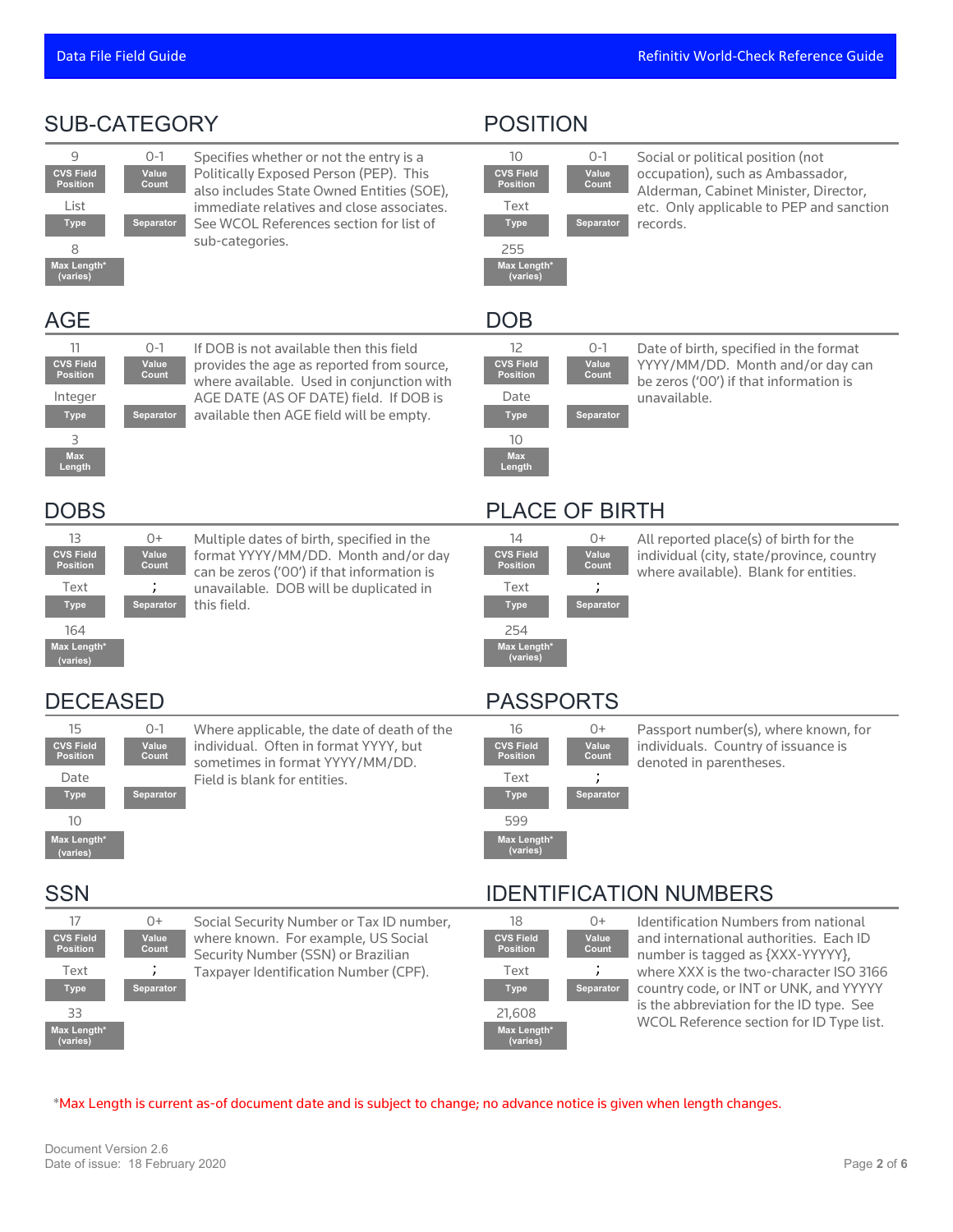## SUB-CATEGORY

| CVS Field Position | Value Count | Type | Separator | Max Length* (varies) |
|---|---|---|---|---|
| 9 | 0-1 | List | | 8 |

Specifies whether or not the entry is a Politically Exposed Person (PEP). This also includes State Owned Entities (SOE), immediate relatives and close associates. See WCOL References section for list of sub-categories.

## POSITION

| CVS Field Position | Value Count | Type | Separator | Max Length* (varies) |
|---|---|---|---|---|
| 10 | 0-1 | Text | | 255 |

Social or political position (not occupation), such as Ambassador, Alderman, Cabinet Minister, Director, etc. Only applicable to PEP and sanction records.

## AGE

| CVS Field Position | Value Count | Type | Separator | Max Length |
|---|---|---|---|---|
| 11 | 0-1 | Integer | | 3 |

If DOB is not available then this field provides the age as reported from source, where available. Used in conjunction with AGE DATE (AS OF DATE) field. If DOB is available then AGE field will be empty.

## DOB

| CVS Field Position | Value Count | Type | Separator | Max Length |
|---|---|---|---|---|
| 12 | 0-1 | Date | | 10 |

Date of birth, specified in the format YYYY/MM/DD. Month and/or day can be zeros ('00') if that information is unavailable.

## DOBS

| CVS Field Position | Value Count | Type | Separator | Max Length* (varies) |
|---|---|---|---|---|
| 13 | 0+ | Text | ; | 164 |

Multiple dates of birth, specified in the format YYYY/MM/DD. Month and/or day can be zeros ('00') if that information is unavailable. DOB will be duplicated in this field.

## PLACE OF BIRTH

| CVS Field Position | Value Count | Type | Separator | Max Length* (varies) |
|---|---|---|---|---|
| 14 | 0+ | Text | ; | 254 |

All reported place(s) of birth for the individual (city, state/province, country where available). Blank for entities.

## DECEASED

| CVS Field Position | Value Count | Type | Separator | Max Length* (varies) |
|---|---|---|---|---|
| 15 | 0-1 | Date | | 10 |

Where applicable, the date of death of the individual. Often in format YYYY, but sometimes in format YYYY/MM/DD. Field is blank for entities.

## PASSPORTS

| CVS Field Position | Value Count | Type | Separator | Max Length* (varies) |
|---|---|---|---|---|
| 16 | 0+ | Text | ; | 599 |

Passport number(s), where known, for individuals. Country of issuance is denoted in parentheses.

## SSN

| CVS Field Position | Value Count | Type | Separator | Max Length* (varies) |
|---|---|---|---|---|
| 17 | 0+ | Text | ; | 33 |

Social Security Number or Tax ID number, where known. For example, US Social Security Number (SSN) or Brazilian Taxpayer Identification Number (CPF).

## IDENTIFICATION NUMBERS

| CVS Field Position | Value Count | Type | Separator | Max Length* (varies) |
|---|---|---|---|---|
| 18 | 0+ | Text | ; | 21,608 |

Identification Numbers from national and international authorities. Each ID number is tagged as {XXX-YYYYY}, where XXX is the two-character ISO 3166 country code, or INT or UNK, and YYYYY is the abbreviation for the ID type. See WCOL Reference section for ID Type list.

*Max Length is current as-of document date and is subject to change; no advance notice is given when length changes.

Document Version 2.6
Date of issue: 18 February 2020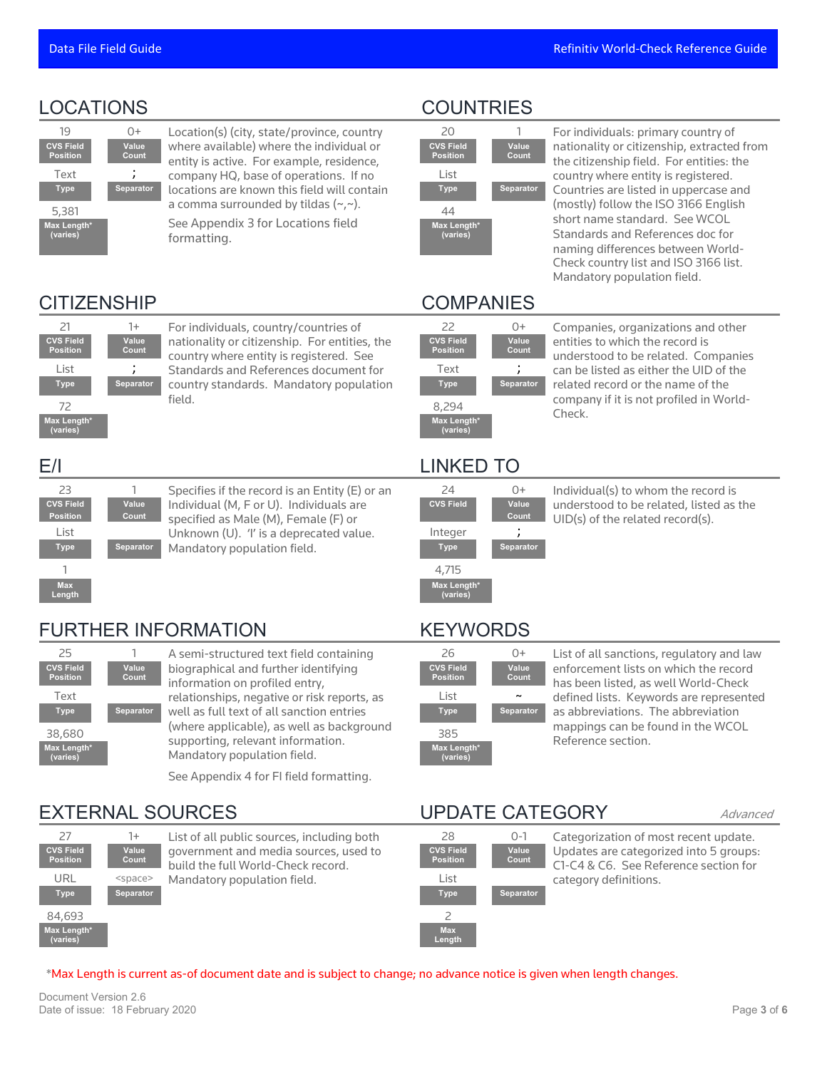## LOCATIONS

| CVS Field Position | Value Count | Type | Separator | Max Length* (varies) |
|---|---|---|---|---|
| 19 | 0+ | Text | ; | 5,381 |

Location(s) (city, state/province, country where available) where the individual or entity is active. For example, residence, company HQ, base of operations. If no locations are known this field will contain a comma surrounded by tildas (~,~).

See Appendix 3 for Locations field formatting.

## COUNTRIES

| CVS Field Position | Value Count | Type | Separator | Max Length* (varies) |
|---|---|---|---|---|
| 20 | 1 | List | | 44 |

For individuals: primary country of nationality or citizenship, extracted from the citizenship field. For entities: the country where entity is registered. Countries are listed in uppercase and (mostly) follow the ISO 3166 English short name standard. See WCOL Standards and References doc for naming differences between World-Check country list and ISO 3166 list. Mandatory population field.

## CITIZENSHIP

| CVS Field Position | Value Count | Type | Separator | Max Length* (varies) |
|---|---|---|---|---|
| 21 | 1+ | List | ; | 72 |

For individuals, country/countries of nationality or citizenship. For entities, the country where entity is registered. See Standards and References document for country standards. Mandatory population field.

## COMPANIES

| CVS Field Position | Value Count | Type | Separator | Max Length* (varies) |
|---|---|---|---|---|
| 22 | 0+ | Text | ; | 8,294 |

Companies, organizations and other entities to which the record is understood to be related. Companies can be listed as either the UID of the related record or the name of the company if it is not profiled in World-Check.

## E/I

| CVS Field Position | Value Count | Type | Separator | Max Length |
|---|---|---|---|---|
| 23 | 1 | List | | 1 |

Specifies if the record is an Entity (E) or an Individual (M, F or U). Individuals are specified as Male (M), Female (F) or Unknown (U). 'I' is a deprecated value. Mandatory population field.

## LINKED TO

| CVS Field | Value Count | Type | Separator | Max Length* (varies) |
|---|---|---|---|---|
| 24 | 0+ | Integer | ; | 4,715 |

Individual(s) to whom the record is understood to be related, listed as the UID(s) of the related record(s).

## FURTHER INFORMATION

| CVS Field Position | Value Count | Type | Separator | Max Length* (varies) |
|---|---|---|---|---|
| 25 | 1 | Text | | 38,680 |

A semi-structured text field containing biographical and further identifying information on profiled entry, relationships, negative or risk reports, as well as full text of all sanction entries (where applicable), as well as background supporting, relevant information. Mandatory population field.

See Appendix 4 for FI field formatting.

## KEYWORDS

| CVS Field Position | Value Count | Type | Separator | Max Length* (varies) |
|---|---|---|---|---|
| 26 | 0+ | List | ~ | 385 |

List of all sanctions, regulatory and law enforcement lists on which the record has been listed, as well World-Check defined lists. Keywords are represented as abbreviations. The abbreviation mappings can be found in the WCOL Reference section.

## EXTERNAL SOURCES

| CVS Field Position | Value Count | Type | Separator | Max Length* (varies) |
|---|---|---|---|---|
| 27 | 1+ | URL | <space> | 84,693 |

List of all public sources, including both government and media sources, used to build the full World-Check record. Mandatory population field.

## UPDATE CATEGORY

*Advanced*

| CVS Field Position | Value Count | Type | Separator | Max Length |
|---|---|---|---|---|
| 28 | 0-1 | List | | 2 |

Categorization of most recent update. Updates are categorized into 5 groups: C1-C4 & C6. See Reference section for category definitions.

*Max Length is current as-of document date and is subject to change; no advance notice is given when length changes.

Document Version 2.6
Date of issue: 18 February 2020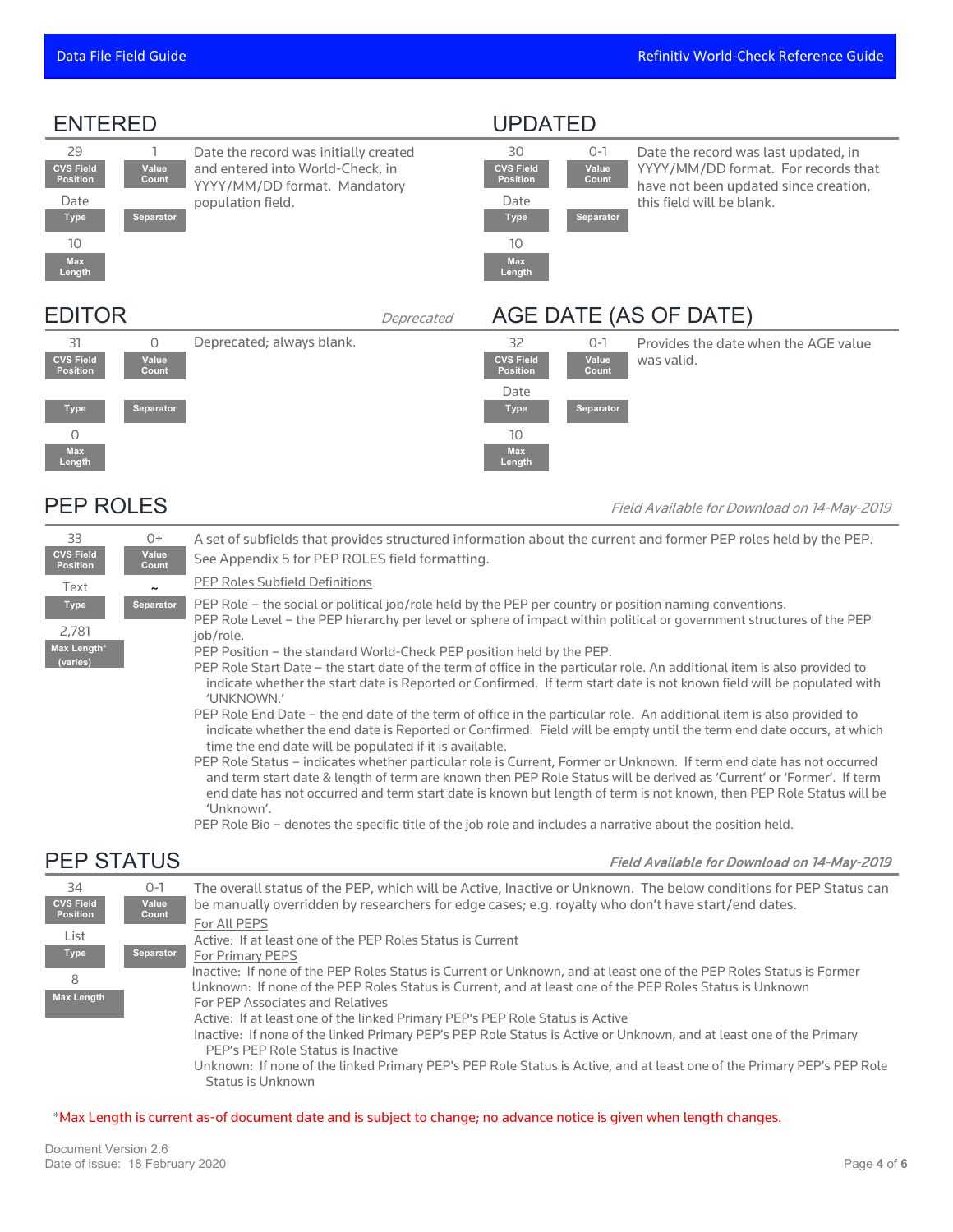## ENTERED

| CVS Field Position | Value Count | Type | Separator | Max Length |
|---|---|---|---|---|
| 29 | 1 | Date | | 10 |

Date the record was initially created and entered into World-Check, in YYYY/MM/DD format. Mandatory population field.

## UPDATED

| CVS Field Position | Value Count | Type | Separator | Max Length |
|---|---|---|---|---|
| 30 | 0-1 | Date | | 10 |

Date the record was last updated, in YYYY/MM/DD format. For records that have not been updated since creation, this field will be blank.

## EDITOR

*Deprecated*

| CVS Field Position | Value Count | Type | Separator | Max Length |
|---|---|---|---|---|
| 31 | 0 | | | 0 |

Deprecated; always blank.

## AGE DATE (AS OF DATE)

| CVS Field Position | Value Count | Type | Separator | Max Length |
|---|---|---|---|---|
| 32 | 0-1 | Date | | 10 |

Provides the date when the AGE value was valid.

## PEP ROLES

*Field Available for Download on 14-May-2019*

| CVS Field Position | Value Count | Type | Separator | Max Length* (varies) |
|---|---|---|---|---|
| 33 | 0+ | Text | ~ | 2,781 |

A set of subfields that provides structured information about the current and former PEP roles held by the PEP.

See Appendix 5 for PEP ROLES field formatting.

PEP Roles Subfield Definitions

PEP Role – the social or political job/role held by the PEP per country or position naming conventions.
PEP Role Level – the PEP hierarchy per level or sphere of impact within political or government structures of the PEP job/role.
PEP Position – the standard World-Check PEP position held by the PEP.
PEP Role Start Date – the start date of the term of office in the particular role. An additional item is also provided to indicate whether the start date is Reported or Confirmed. If term start date is not known field will be populated with 'UNKNOWN.'
PEP Role End Date – the end date of the term of office in the particular role. An additional item is also provided to indicate whether the end date is Reported or Confirmed. Field will be empty until the term end date occurs, at which time the end date will be populated if it is available.
PEP Role Status – indicates whether particular role is Current, Former or Unknown. If term end date has not occurred and term start date & length of term are known then PEP Role Status will be derived as 'Current' or 'Former'. If term end date has not occurred and term start date is known but length of term is not known, then PEP Role Status will be 'Unknown'.
PEP Role Bio – denotes the specific title of the job role and includes a narrative about the position held.

## PEP STATUS

*Field Available for Download on 14-May-2019*

| CVS Field Position | Value Count | Type | Separator | Max Length |
|---|---|---|---|---|
| 34 | 0-1 | List | | 8 |

The overall status of the PEP, which will be Active, Inactive or Unknown. The below conditions for PEP Status can be manually overridden by researchers for edge cases; e.g. royalty who don't have start/end dates.

For All PEPS

Active: If at least one of the PEP Roles Status is Current

For Primary PEPS

Inactive: If none of the PEP Roles Status is Current or Unknown, and at least one of the PEP Roles Status is Former
Unknown: If none of the PEP Roles Status is Current, and at least one of the PEP Roles Status is Unknown

For PEP Associates and Relatives

Active: If at least one of the linked Primary PEP's PEP Role Status is Active
Inactive: If none of the linked Primary PEP's PEP Role Status is Active or Unknown, and at least one of the Primary PEP's PEP Role Status is Inactive
Unknown: If none of the linked Primary PEP's PEP Role Status is Active, and at least one of the Primary PEP's PEP Role Status is Unknown

*Max Length is current as-of document date and is subject to change; no advance notice is given when length changes.

Document Version 2.6
Date of issue: 18 February 2020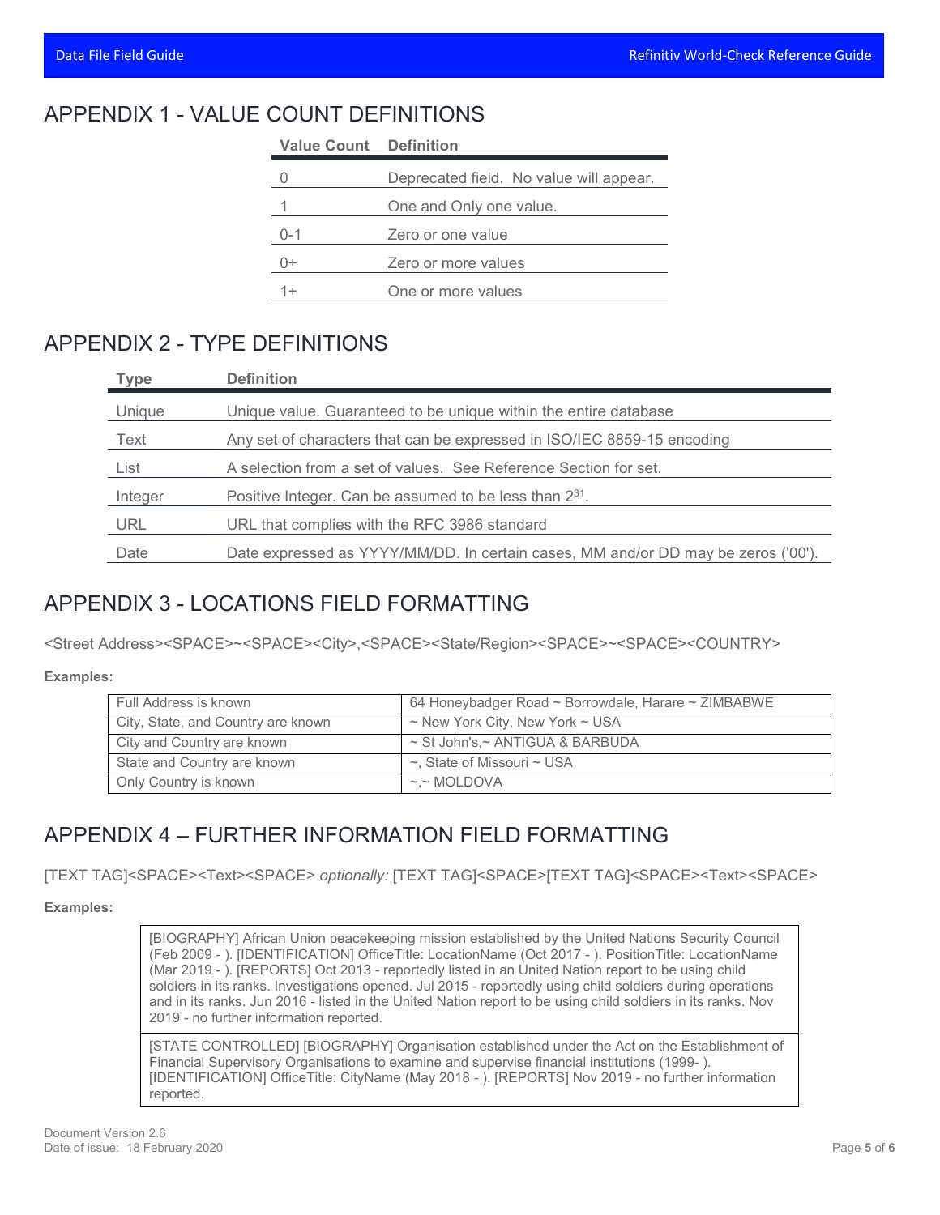## APPENDIX 1 - VALUE COUNT DEFINITIONS

| Value Count | Definition |
| --- | --- |
| 0 | Deprecated field. No value will appear. |
| 1 | One and Only one value. |
| 0-1 | Zero or one value |
| 0+ | Zero or more values |
| 1+ | One or more values |

## APPENDIX 2 - TYPE DEFINITIONS

| Type | Definition |
| --- | --- |
| Unique | Unique value. Guaranteed to be unique within the entire database |
| Text | Any set of characters that can be expressed in ISO/IEC 8859-15 encoding |
| List | A selection from a set of values. See Reference Section for set. |
| Integer | Positive Integer. Can be assumed to be less than $2^{31}$. |
| URL | URL that complies with the RFC 3986 standard |
| Date | Date expressed as YYYY/MM/DD. In certain cases, MM and/or DD may be zeros ('00'). |

## APPENDIX 3 - LOCATIONS FIELD FORMATTING

<Street Address><SPACE>~<SPACE><City>,<SPACE><State/Region><SPACE>~<SPACE><COUNTRY>

**Examples:**

| | |
| --- | --- |
| Full Address is known | 64 Honeybadger Road ~ Borrowdale, Harare ~ ZIMBABWE |
| City, State, and Country are known | ~ New York City, New York ~ USA |
| City and Country are known | ~ St John's,~ ANTIGUA & BARBUDA |
| State and Country are known | ~, State of Missouri ~ USA |
| Only Country is known | ~,~ MOLDOVA |

## APPENDIX 4 – FURTHER INFORMATION FIELD FORMATTING

[TEXT TAG]<SPACE><Text><SPACE> *optionally:* [TEXT TAG]<SPACE>[TEXT TAG]<SPACE><Text><SPACE>

**Examples:**

| |
| --- |
| [BIOGRAPHY] African Union peacekeeping mission established by the United Nations Security Council (Feb 2009 - ). [IDENTIFICATION] OfficeTitle: LocationName (Oct 2017 - ). PositionTitle: LocationName (Mar 2019 - ). [REPORTS] Oct 2013 - reportedly listed in an United Nation report to be using child soldiers in its ranks. Investigations opened. Jul 2015 - reportedly using child soldiers during operations and in its ranks. Jun 2016 - listed in the United Nation report to be using child soldiers in its ranks. Nov 2019 - no further information reported. |
| [STATE CONTROLLED] [BIOGRAPHY] Organisation established under the Act on the Establishment of Financial Supervisory Organisations to examine and supervise financial institutions (1999- ). [IDENTIFICATION] OfficeTitle: CityName (May 2018 - ). [REPORTS] Nov 2019 - no further information reported. |

Document Version 2.6
Date of issue: 18 February 2020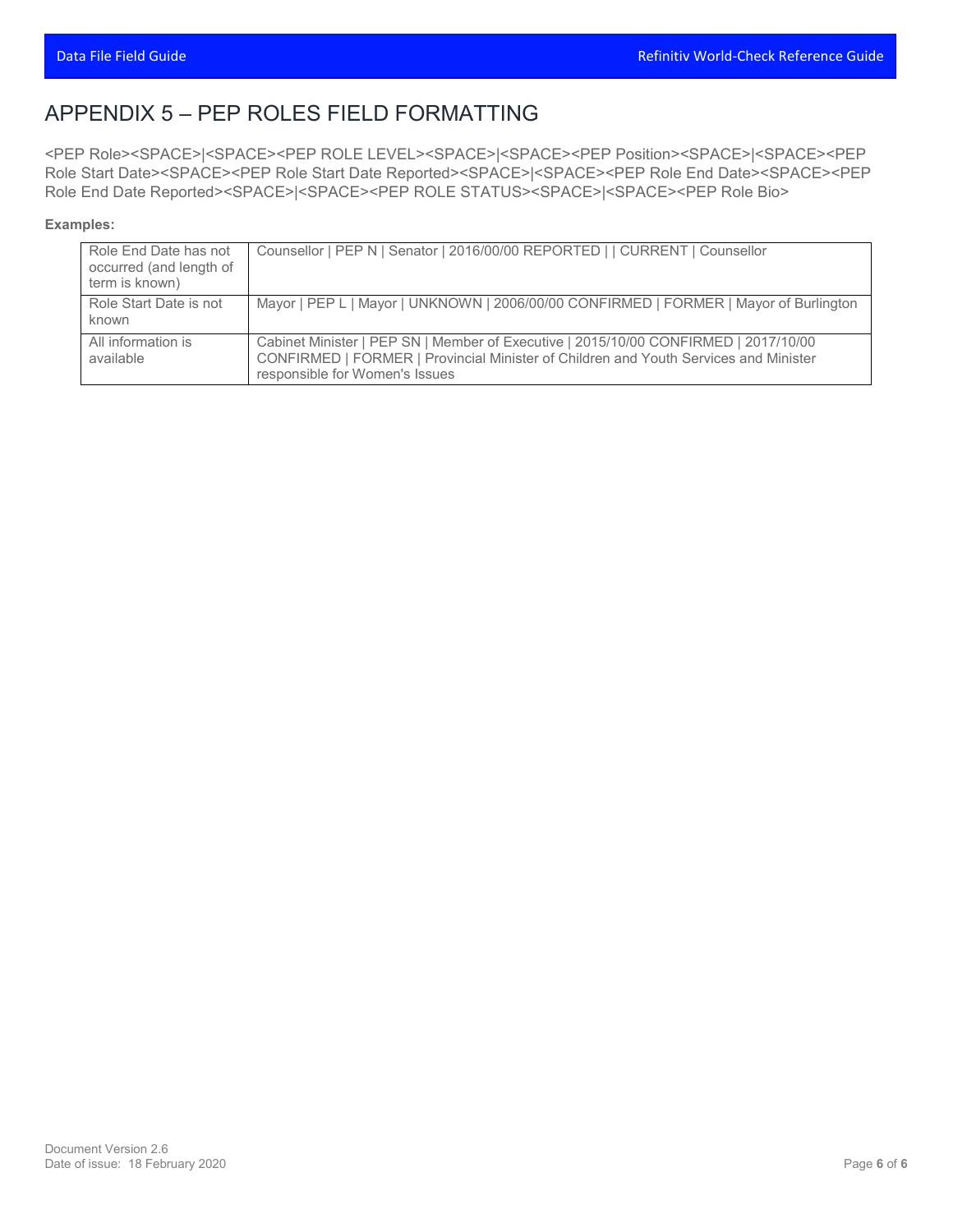# APPENDIX 5 – PEP ROLES FIELD FORMATTING

<PEP Role><SPACE>|<SPACE><PEP ROLE LEVEL><SPACE>|<SPACE><PEP Position><SPACE>|<SPACE><PEP Role Start Date><SPACE><PEP Role Start Date Reported><SPACE>|<SPACE><PEP Role End Date><SPACE><PEP Role End Date Reported><SPACE>|<SPACE><PEP ROLE STATUS><SPACE>|<SPACE><PEP Role Bio>

**Examples:**

| | |
|---|---|
| Role End Date has not occurred (and length of term is known) | Counsellor \| PEP N \| Senator \| 2016/00/00 REPORTED \| \| CURRENT \| Counsellor |
| Role Start Date is not known | Mayor \| PEP L \| Mayor \| UNKNOWN \| 2006/00/00 CONFIRMED \| FORMER \| Mayor of Burlington |
| All information is available | Cabinet Minister \| PEP SN \| Member of Executive \| 2015/10/00 CONFIRMED \| 2017/10/00 CONFIRMED \| FORMER \| Provincial Minister of Children and Youth Services and Minister responsible for Women's Issues |

Document Version 2.6
Date of issue: 18 February 2020